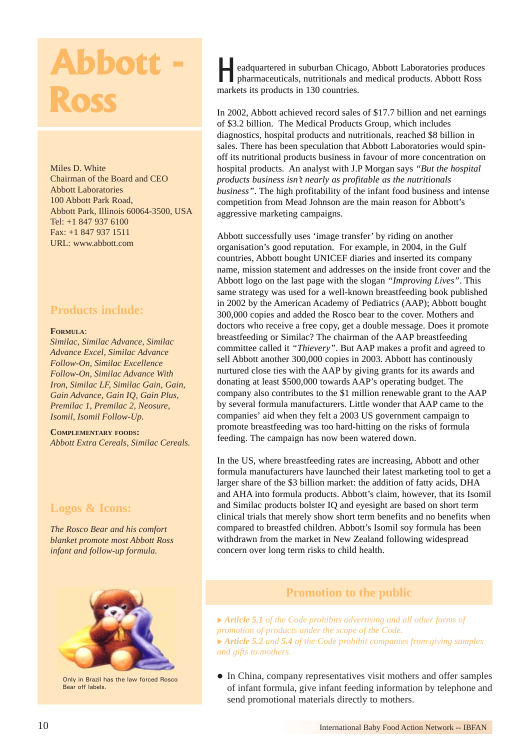# Abbott - Ross

Miles D. White
Chairman of the Board and CEO
Abbott Laboratories
100 Abbott Park Road,
Abbott Park, Illinois 60064-3500, USA
Tel: +1 847 937 6100
Fax: +1 847 937 1511
URL: www.abbott.com

## Products include:

**Formula:**
*Similac, Similac Advance, Similac Advance Excel, Similac Advance Follow-On, Similac Excellence Follow-On, Similac Advance With Iron, Similac LF, Similac Gain, Gain, Gain Advance, Gain IQ, Gain Plus, Premilac 1, Premilac 2, Neosure, Isomil, Isomil Follow-Up.*

**Complementary foods:**
*Abbott Extra Cereals, Similac Cereals.*

## Logos & Icons:

*The Rosco Bear and his comfort blanket promote most Abbott Ross infant and follow-up formula.*

Only in Brazil has the law forced Rosco Bear off labels.

Headquartered in suburban Chicago, Abbott Laboratories produces pharmaceuticals, nutritionals and medical products. Abbott Ross markets its products in 130 countries.

In 2002, Abbott achieved record sales of $17.7 billion and net earnings of $3.2 billion. The Medical Products Group, which includes diagnostics, hospital products and nutritionals, reached $8 billion in sales. There has been speculation that Abbott Laboratories would spin-off its nutritional products business in favour of more concentration on hospital products. An analyst with J.P Morgan says *"But the hospital products business isn't nearly as profitable as the nutritionals business"*. The high profitability of the infant food business and intense competition from Mead Johnson are the main reason for Abbott's aggressive marketing campaigns.

Abbott successfully uses 'image transfer' by riding on another organisation's good reputation. For example, in 2004, in the Gulf countries, Abbott bought UNICEF diaries and inserted its company name, mission statement and addresses on the inside front cover and the Abbott logo on the last page with the slogan *"Improving Lives"*. This same strategy was used for a well-known breastfeeding book published in 2002 by the American Academy of Pediatrics (AAP); Abbott bought 300,000 copies and added the Rosco bear to the cover. Mothers and doctors who receive a free copy, get a double message. Does it promote breastfeeding or Similac? The chairman of the AAP breastfeeding committee called it *"Thievery"*. But AAP makes a profit and agreed to sell Abbott another 300,000 copies in 2003. Abbott has continously nurtured close ties with the AAP by giving grants for its awards and donating at least $500,000 towards AAP's operating budget. The company also contributes to the $1 million renewable grant to the AAP by several formula manufacturers. Little wonder that AAP came to the companies' aid when they felt a 2003 US government campaign to promote breastfeeding was too hard-hitting on the risks of formula feeding. The campaign has now been watered down.

In the US, where breastfeeding rates are increasing, Abbott and other formula manufacturers have launched their latest marketing tool to get a larger share of the $3 billion market: the addition of fatty acids, DHA and AHA into formula products. Abbott's claim, however, that its Isomil and Similac products bolster IQ and eyesight are based on short term clinical trials that merely show short term benefits and no benefits when compared to breastfed children. Abbott's Isomil soy formula has been withdrawn from the market in New Zealand following widespread concern over long term risks to child health.

## Promotion to the public

▸ ***Article 5.1*** *of the Code prohibits advertising and all other forms of promotion of products under the scope of the Code.*
▸ ***Article 5.2*** *and* ***5.4*** *of the Code prohibit companies from giving samples and gifts to mothers.*

- In China, company representatives visit mothers and offer samples of infant formula, give infant feeding information by telephone and send promotional materials directly to mothers.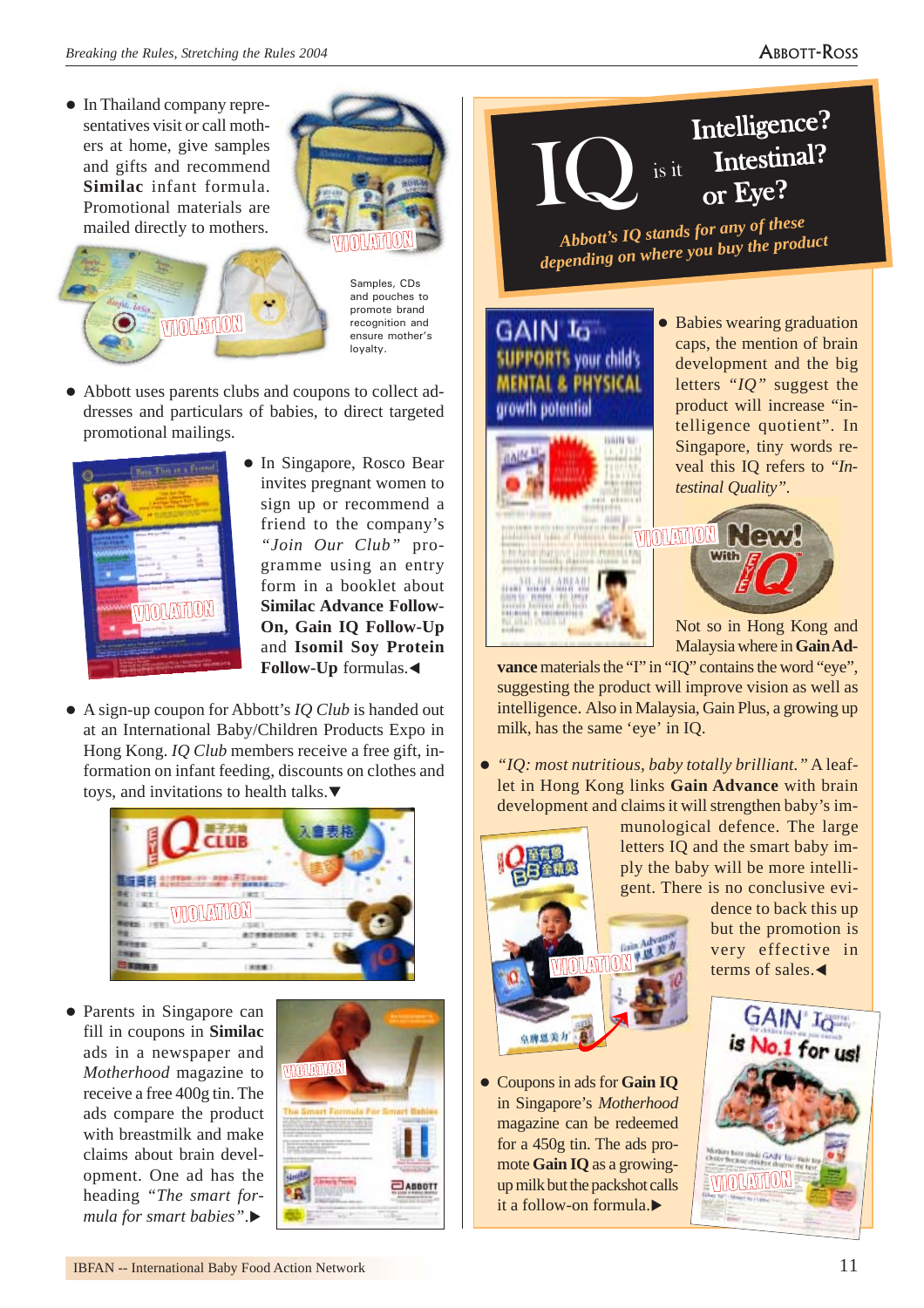- In Thailand company representatives visit or call mothers at home, give samples and gifts and recommend **Similac** infant formula. Promotional materials are mailed directly to mothers.

Samples, CDs and pouches to promote brand recognition and ensure mother's loyalty.

- Abbott uses parents clubs and coupons to collect addresses and particulars of babies, to direct targeted promotional mailings.

- In Singapore, Rosco Bear invites pregnant women to sign up or recommend a friend to the company's *"Join Our Club"* programme using an entry form in a booklet about **Similac Advance Follow-On, Gain IQ Follow-Up** and **Isomil Soy Protein Follow-Up** formulas.◄

- A sign-up coupon for Abbott's *IQ Club* is handed out at an International Baby/Children Products Expo in Hong Kong. *IQ Club* members receive a free gift, information on infant feeding, discounts on clothes and toys, and invitations to health talks.▼

- Parents in Singapore can fill in coupons in **Similac** ads in a newspaper and *Motherhood* magazine to receive a free 400g tin. The ads compare the product with breastmilk and make claims about brain development. One ad has the heading *"The smart formula for smart babies"*.►

## IQ is it Intelligence? Intestinal? or Eye?

*Abbott's IQ stands for any of these depending on where you buy the product*

- Babies wearing graduation caps, the mention of brain development and the big letters *"IQ"* suggest the product will increase "intelligence quotient". In Singapore, tiny words reveal this IQ refers to *"Intestinal Quality"*.

Not so in Hong Kong and Malaysia where in **Gain Advance** materials the "I" in "IQ" contains the word "eye", suggesting the product will improve vision as well as intelligence. Also in Malaysia, Gain Plus, a growing up milk, has the same 'eye' in IQ.

- *"IQ: most nutritious, baby totally brilliant."* A leaflet in Hong Kong links **Gain Advance** with brain development and claims it will strengthen baby's immunological defence. The large letters IQ and the smart baby imply the baby will be more intelligent. There is no conclusive evidence to back this up but the promotion is very effective in terms of sales.◄

- Coupons in ads for **Gain IQ** in Singapore's *Motherhood* magazine can be redeemed for a 450g tin. The ads promote **Gain IQ** as a growing-up milk but the packshot calls it a follow-on formula.►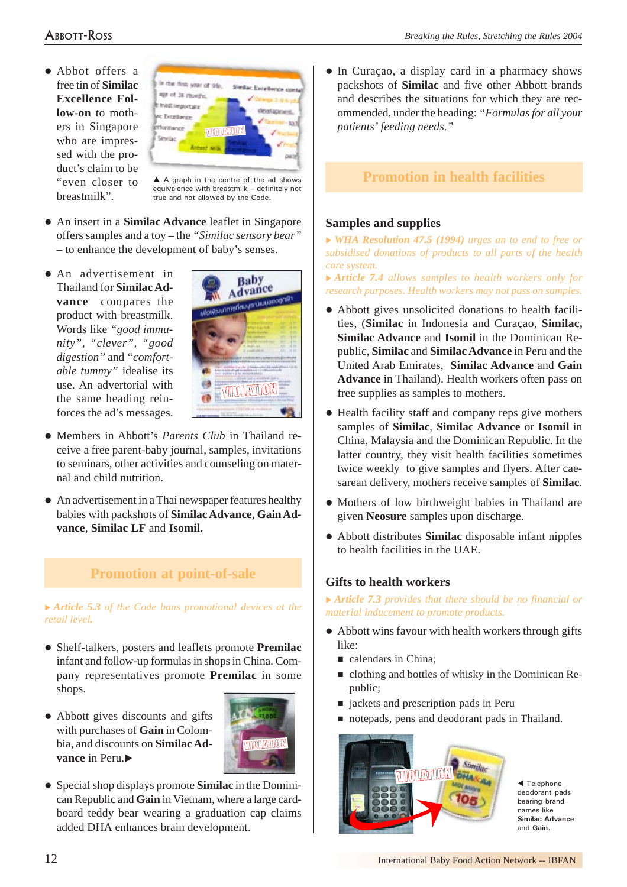- Abbot offers a free tin of **Similac Excellence Follow-on** to mothers in Singapore who are impressed with the product's claim to be "even closer to breastmilk".

▲ A graph in the centre of the ad shows equivalence with breastmilk – definitely not true and not allowed by the Code.

- An insert in a **Similac Advance** leaflet in Singapore offers samples and a toy – the "*Similac sensory bear*" – to enhance the development of baby's senses.

- An advertisement in Thailand for **Similac Advance** compares the product with breastmilk. Words like "*good immunity*", "*clever*", "*good digestion*" and "*comfortable tummy*" idealise its use. An advertorial with the same heading reinforces the ad's messages.

- Members in Abbott's *Parents Club* in Thailand receive a free parent-baby journal, samples, invitations to seminars, other activities and counseling on maternal and child nutrition.

- An advertisement in a Thai newspaper features healthy babies with packshots of **Similac Advance**, **Gain Advance**, **Similac LF** and **Isomil.**

## Promotion at point-of-sale

*▸ Article 5.3 of the Code bans promotional devices at the retail level.*

- Shelf-talkers, posters and leaflets promote **Premilac** infant and follow-up formulas in shops in China. Company representatives promote **Premilac** in some shops.

- Abbott gives discounts and gifts with purchases of **Gain** in Colombia, and discounts on **Similac Advance** in Peru.▶

- Special shop displays promote **Similac** in the Dominican Republic and **Gain** in Vietnam, where a large cardboard teddy bear wearing a graduation cap claims added DHA enhances brain development.

- In Curaçao, a display card in a pharmacy shows packshots of **Similac** and five other Abbott brands and describes the situations for which they are recommended, under the heading: "*Formulas for all your patients' feeding needs.*"

## Promotion in health facilities

### Samples and supplies

*▸ WHA Resolution 47.5 (1994) urges an to end to free or subsidised donations of products to all parts of the health care system.*

*▸ Article 7.4 allows samples to health workers only for research purposes. Health workers may not pass on samples.*

- Abbott gives unsolicited donations to health facilities, (**Similac** in Indonesia and Curaçao, **Similac, Similac Advance** and **Isomil** in the Dominican Republic, **Similac** and **Similac Advance** in Peru and the United Arab Emirates, **Similac Advance** and **Gain Advance** in Thailand). Health workers often pass on free supplies as samples to mothers.

- Health facility staff and company reps give mothers samples of **Similac**, **Similac Advance** or **Isomil** in China, Malaysia and the Dominican Republic. In the latter country, they visit health facilities sometimes twice weekly to give samples and flyers. After caesarean delivery, mothers receive samples of **Similac**.

- Mothers of low birthweight babies in Thailand are given **Neosure** samples upon discharge.

- Abbott distributes **Similac** disposable infant nipples to health facilities in the UAE.

### Gifts to health workers

*▸ Article 7.3 provides that there should be no financial or material inducement to promote products.*

- Abbott wins favour with health workers through gifts like:
  - calendars in China;
  - clothing and bottles of whisky in the Dominican Republic;
  - jackets and prescription pads in Peru
  - notepads, pens and deodorant pads in Thailand.

◀ Telephone deodorant pads bearing brand names like **Similac Advance** and **Gain.**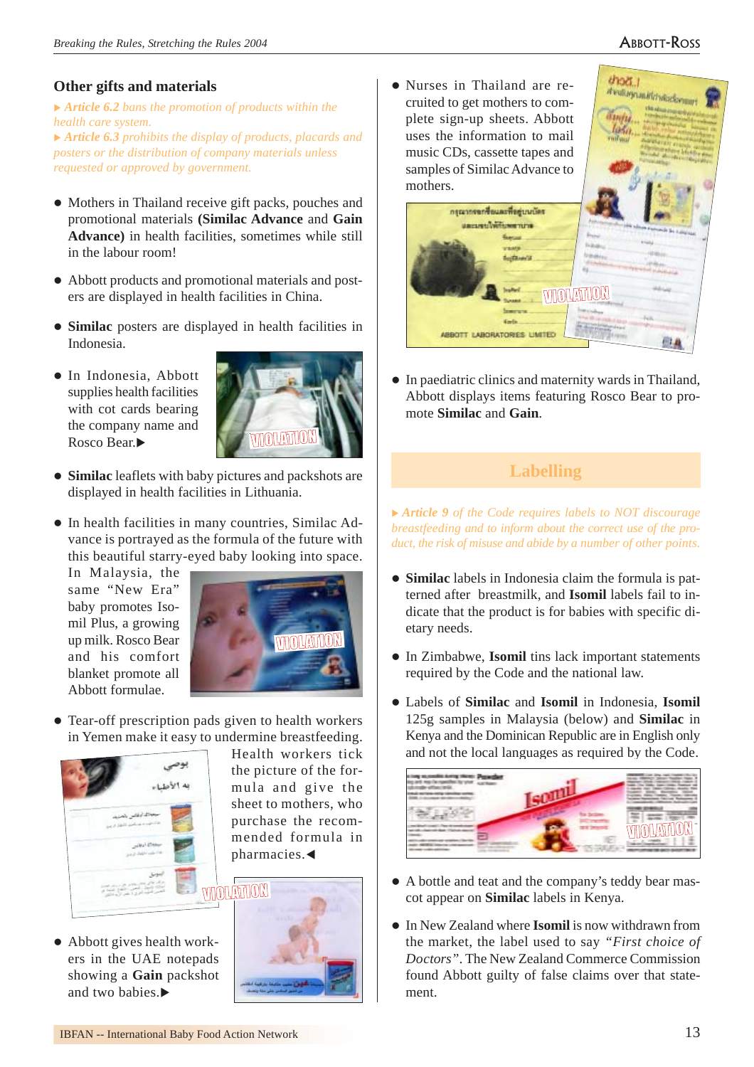## Other gifts and materials

▸ *Article 6.2 bans the promotion of products within the health care system.*
▸ *Article 6.3 prohibits the display of products, placards and posters or the distribution of company materials unless requested or approved by government.*

- Mothers in Thailand receive gift packs, pouches and promotional materials **(Similac Advance** and **Gain Advance)** in health facilities, sometimes while still in the labour room!

- Abbott products and promotional materials and posters are displayed in health facilities in China.

- **Similac** posters are displayed in health facilities in Indonesia.

- In Indonesia, Abbott supplies health facilities with cot cards bearing the company name and Rosco Bear.▶

- **Similac** leaflets with baby pictures and packshots are displayed in health facilities in Lithuania.

- In health facilities in many countries, Similac Advance is portrayed as the formula of the future with this beautiful starry-eyed baby looking into space. In Malaysia, the same "New Era" baby promotes Isomil Plus, a growing up milk. Rosco Bear and his comfort blanket promote all Abbott formulae.

- Tear-off prescription pads given to health workers in Yemen make it easy to undermine breastfeeding. Health workers tick the picture of the formula and give the sheet to mothers, who purchase the recommended formula in pharmacies.◀

- Abbott gives health workers in the UAE notepads showing a **Gain** packshot and two babies.▶

- Nurses in Thailand are recruited to get mothers to complete sign-up sheets. Abbott uses the information to mail music CDs, cassette tapes and samples of Similac Advance to mothers.

- In paediatric clinics and maternity wards in Thailand, Abbott displays items featuring Rosco Bear to promote **Similac** and **Gain**.

## Labelling

▸ *Article 9 of the Code requires labels to NOT discourage breastfeeding and to inform about the correct use of the product, the risk of misuse and abide by a number of other points.*

- **Similac** labels in Indonesia claim the formula is patterned after breastmilk, and **Isomil** labels fail to indicate that the product is for babies with specific dietary needs.

- In Zimbabwe, **Isomil** tins lack important statements required by the Code and the national law.

- Labels of **Similac** and **Isomil** in Indonesia, **Isomil** 125g samples in Malaysia (below) and **Similac** in Kenya and the Dominican Republic are in English only and not the local languages as required by the Code.

- A bottle and teat and the company's teddy bear mascot appear on **Similac** labels in Kenya.

- In New Zealand where **Isomil** is now withdrawn from the market, the label used to say *"First choice of Doctors"*. The New Zealand Commerce Commission found Abbott guilty of false claims over that statement.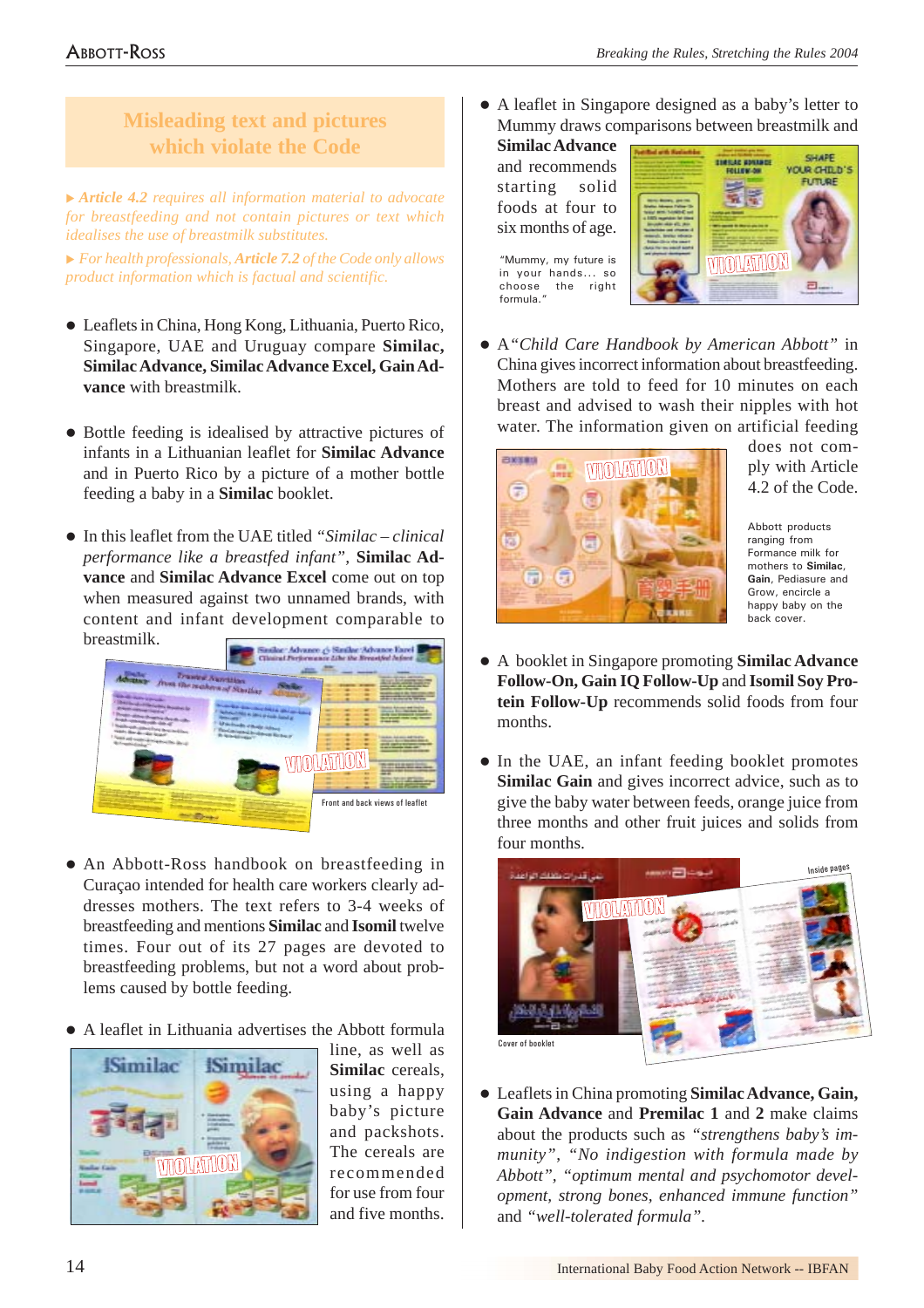## Misleading text and pictures which violate the Code

▸ *Article 4.2 requires all information material to advocate for breastfeeding and not contain pictures or text which idealises the use of breastmilk substitutes.*

▸ *For health professionals, Article 7.2 of the Code only allows product information which is factual and scientific.*

- Leaflets in China, Hong Kong, Lithuania, Puerto Rico, Singapore, UAE and Uruguay compare **Similac, Similac Advance, Similac Advance Excel, Gain Advance** with breastmilk.

- Bottle feeding is idealised by attractive pictures of infants in a Lithuanian leaflet for **Similac Advance** and in Puerto Rico by a picture of a mother bottle feeding a baby in a **Similac** booklet.

- In this leaflet from the UAE titled *"Similac – clinical performance like a breastfed infant"*, **Similac Advance** and **Similac Advance Excel** come out on top when measured against two unnamed brands, with content and infant development comparable to breastmilk.

Front and back views of leaflet

- An Abbott-Ross handbook on breastfeeding in Curaçao intended for health care workers clearly addresses mothers. The text refers to 3-4 weeks of breastfeeding and mentions **Similac** and **Isomil** twelve times. Four out of its 27 pages are devoted to breastfeeding problems, but not a word about problems caused by bottle feeding.

- A leaflet in Lithuania advertises the Abbott formula line, as well as **Similac** cereals, using a happy baby's picture and packshots. The cereals are recommended for use from four and five months.

- A leaflet in Singapore designed as a baby's letter to Mummy draws comparisons between breastmilk and **Similac Advance** and recommends starting solid foods at four to six months of age.

"Mummy, my future is in your hands... so choose the right formula."

- A *"Child Care Handbook by American Abbott"* in China gives incorrect information about breastfeeding. Mothers are told to feed for 10 minutes on each breast and advised to wash their nipples with hot water. The information given on artificial feeding does not comply with Article 4.2 of the Code.

Abbott products ranging from Formance milk for mothers to **Similac**, **Gain**, Pediasure and Grow, encircle a happy baby on the back cover.

- A booklet in Singapore promoting **Similac Advance Follow-On, Gain IQ Follow-Up** and **Isomil Soy Protein Follow-Up** recommends solid foods from four months.

- In the UAE, an infant feeding booklet promotes **Similac Gain** and gives incorrect advice, such as to give the baby water between feeds, orange juice from three months and other fruit juices and solids from four months.

Cover of booklet

Inside pages

- Leaflets in China promoting **Similac Advance, Gain, Gain Advance** and **Premilac 1** and **2** make claims about the products such as *"strengthens baby's immunity"*, *"No indigestion with formula made by Abbott"*, *"optimum mental and psychomotor development, strong bones, enhanced immune function"* and *"well-tolerated formula"*.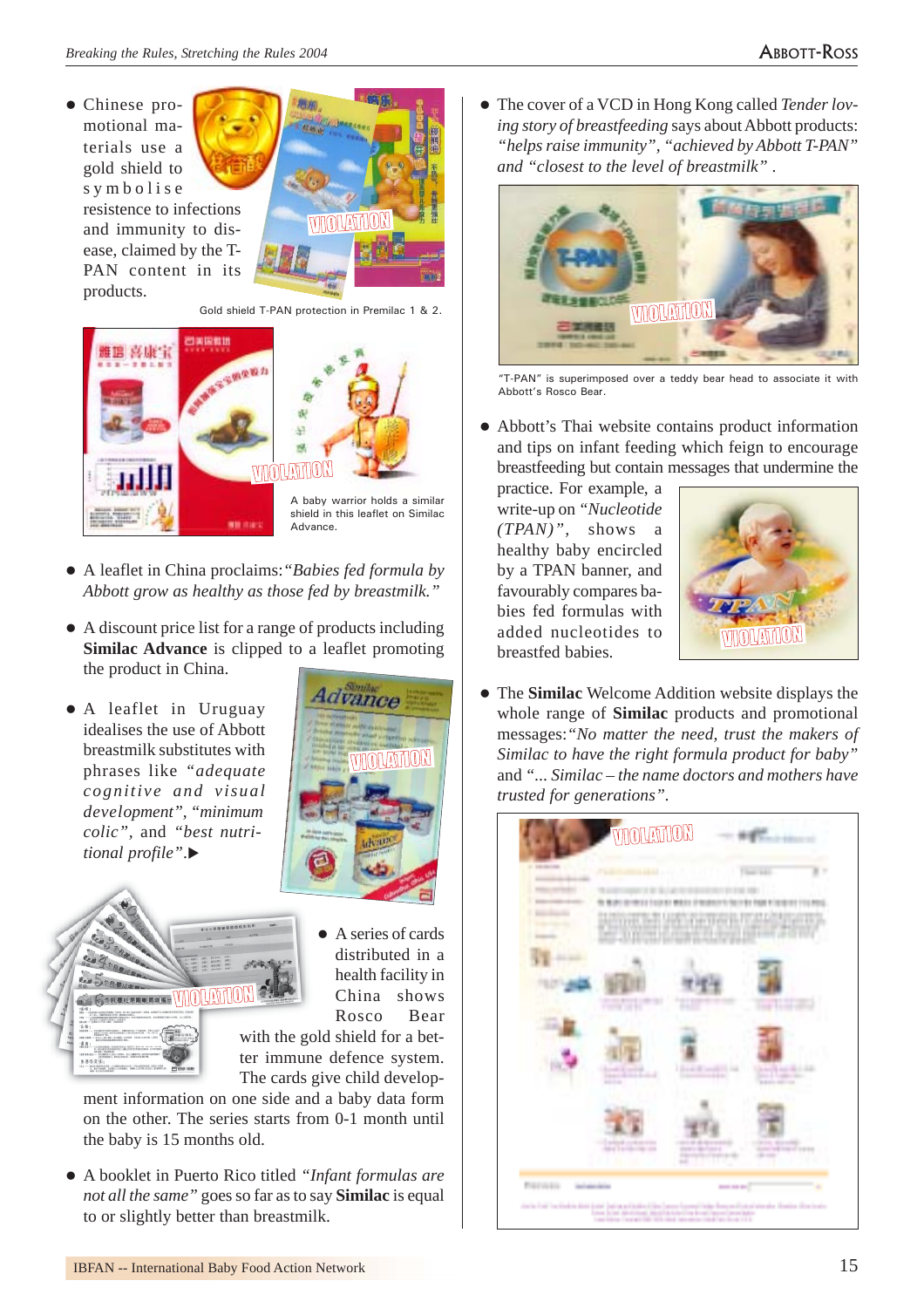- Chinese promotional materials use a gold shield to symbolise resistence to infections and immunity to disease, claimed by the T-PAN content in its products.

Gold shield T-PAN protection in Premilac 1 & 2.

A baby warrior holds a similar shield in this leaflet on Similac Advance.

- A leaflet in China proclaims: *"Babies fed formula by Abbott grow as healthy as those fed by breastmilk."*

- A discount price list for a range of products including **Similac Advance** is clipped to a leaflet promoting the product in China.

- A leaflet in Uruguay idealises the use of Abbott breastmilk substitutes with phrases like *"adequate cognitive and visual development", "minimum colic"*, and *"best nutritional profile"*.▶

- A series of cards distributed in a health facility in China shows Rosco Bear with the gold shield for a better immune defence system. The cards give child development information on one side and a baby data form on the other. The series starts from 0-1 month until the baby is 15 months old.

- A booklet in Puerto Rico titled *"Infant formulas are not all the same"* goes so far as to say **Similac** is equal to or slightly better than breastmilk.

- The cover of a VCD in Hong Kong called *Tender loving story of breastfeeding* says about Abbott products: *"helps raise immunity", "achieved by Abbott T-PAN"* and *"closest to the level of breastmilk"* .

"T-PAN" is superimposed over a teddy bear head to associate it with Abbott's Rosco Bear.

- Abbott's Thai website contains product information and tips on infant feeding which feign to encourage breastfeeding but contain messages that undermine the practice. For example, a write-up on *"Nucleotide (TPAN)"*, shows a healthy baby encircled by a TPAN banner, and favourably compares babies fed formulas with added nucleotides to breastfed babies.

- The **Similac** Welcome Addition website displays the whole range of **Similac** products and promotional messages: *"No matter the need, trust the makers of Similac to have the right formula product for baby"* and *"... Similac – the name doctors and mothers have trusted for generations"*.